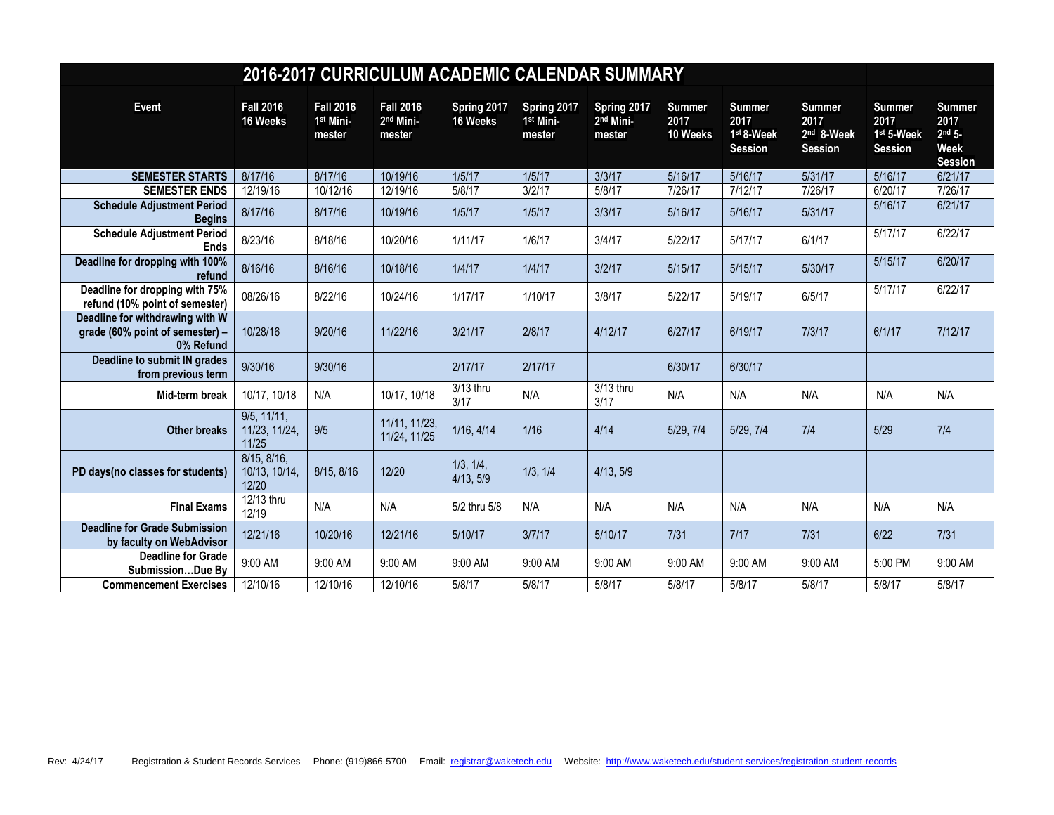# 2016-2017 CURRICULUM ACADEMIC CALENDAR SUMMARY

| Event | Fall 2016 16 Weeks | Fall 2016 1st Mini-mester | Fall 2016 2nd Mini-mester | Spring 2017 16 Weeks | Spring 2017 1st Mini-mester | Spring 2017 2nd Mini-mester | Summer 2017 10 Weeks | Summer 2017 1st 8-Week Session | Summer 2017 2nd 8-Week Session | Summer 2017 1st 5-Week Session | Summer 2017 2nd 5-Week Session |
|---|---|---|---|---|---|---|---|---|---|---|---|
| SEMESTER STARTS | 8/17/16 | 8/17/16 | 10/19/16 | 1/5/17 | 1/5/17 | 3/3/17 | 5/16/17 | 5/16/17 | 5/31/17 | 5/16/17 | 6/21/17 |
| SEMESTER ENDS | 12/19/16 | 10/12/16 | 12/19/16 | 5/8/17 | 3/2/17 | 5/8/17 | 7/26/17 | 7/12/17 | 7/26/17 | 6/20/17 | 7/26/17 |
| Schedule Adjustment Period Begins | 8/17/16 | 8/17/16 | 10/19/16 | 1/5/17 | 1/5/17 | 3/3/17 | 5/16/17 | 5/16/17 | 5/31/17 | 5/16/17 | 6/21/17 |
| Schedule Adjustment Period Ends | 8/23/16 | 8/18/16 | 10/20/16 | 1/11/17 | 1/6/17 | 3/4/17 | 5/22/17 | 5/17/17 | 6/1/17 | 5/17/17 | 6/22/17 |
| Deadline for dropping with 100% refund | 8/16/16 | 8/16/16 | 10/18/16 | 1/4/17 | 1/4/17 | 3/2/17 | 5/15/17 | 5/15/17 | 5/30/17 | 5/15/17 | 6/20/17 |
| Deadline for dropping with 75% refund (10% point of semester) | 08/26/16 | 8/22/16 | 10/24/16 | 1/17/17 | 1/10/17 | 3/8/17 | 5/22/17 | 5/19/17 | 6/5/17 | 5/17/17 | 6/22/17 |
| Deadline for withdrawing with W grade (60% point of semester) – 0% Refund | 10/28/16 | 9/20/16 | 11/22/16 | 3/21/17 | 2/8/17 | 4/12/17 | 6/27/17 | 6/19/17 | 7/3/17 | 6/1/17 | 7/12/17 |
| Deadline to submit IN grades from previous term | 9/30/16 | 9/30/16 | | 2/17/17 | 2/17/17 | | 6/30/17 | 6/30/17 | | | |
| Mid-term break | 10/17, 10/18 | N/A | 10/17, 10/18 | 3/13 thru 3/17 | N/A | 3/13 thru 3/17 | N/A | N/A | N/A | N/A | N/A |
| Other breaks | 9/5, 11/11, 11/23, 11/24, 11/25 | 9/5 | 11/11, 11/23, 11/24, 11/25 | 1/16, 4/14 | 1/16 | 4/14 | 5/29, 7/4 | 5/29, 7/4 | 7/4 | 5/29 | 7/4 |
| PD days(no classes for students) | 8/15, 8/16, 10/13, 10/14, 12/20 | 8/15, 8/16 | 12/20 | 1/3, 1/4, 4/13, 5/9 | 1/3, 1/4 | 4/13, 5/9 | | | | | |
| Final Exams | 12/13 thru 12/19 | N/A | N/A | 5/2 thru 5/8 | N/A | N/A | N/A | N/A | N/A | N/A | N/A |
| Deadline for Grade Submission by faculty on WebAdvisor | 12/21/16 | 10/20/16 | 12/21/16 | 5/10/17 | 3/7/17 | 5/10/17 | 7/31 | 7/17 | 7/31 | 6/22 | 7/31 |
| Deadline for Grade Submission…Due By | 9:00 AM | 9:00 AM | 9:00 AM | 9:00 AM | 9:00 AM | 9:00 AM | 9:00 AM | 9:00 AM | 9:00 AM | 5:00 PM | 9:00 AM |
| Commencement Exercises | 12/10/16 | 12/10/16 | 12/10/16 | 5/8/17 | 5/8/17 | 5/8/17 | 5/8/17 | 5/8/17 | 5/8/17 | 5/8/17 | 5/8/17 |

Rev: 4/24/17 Registration & Student Records Services Phone: (919)866-5700 Email: registrar@waketech.edu Website: http://www.waketech.edu/student-services/registration-student-records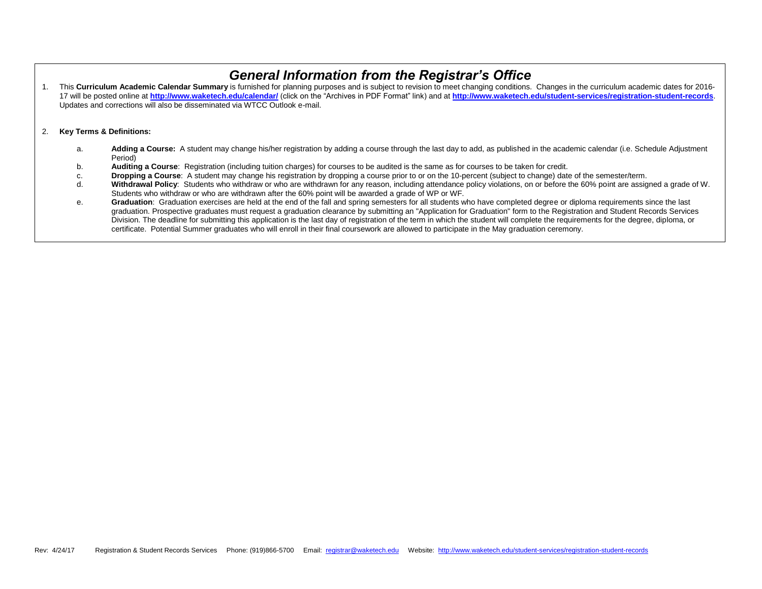# *General Information from the Registrar's Office*

1. This **Curriculum Academic Calendar Summary** is furnished for planning purposes and is subject to revision to meet changing conditions. Changes in the curriculum academic dates for 2016-17 will be posted online at **http://www.waketech.edu/calendar/** (click on the "Archives in PDF Format" link) and at **http://www.waketech.edu/student-services/registration-student-records**. Updates and corrections will also be disseminated via WTCC Outlook e-mail.

2. **Key Terms & Definitions:**

   a. **Adding a Course:** A student may change his/her registration by adding a course through the last day to add, as published in the academic calendar (i.e. Schedule Adjustment Period)

   b. **Auditing a Course**: Registration (including tuition charges) for courses to be audited is the same as for courses to be taken for credit.

   c. **Dropping a Course**: A student may change his registration by dropping a course prior to or on the 10-percent (subject to change) date of the semester/term.

   d. **Withdrawal Policy**: Students who withdraw or who are withdrawn for any reason, including attendance policy violations, on or before the 60% point are assigned a grade of W. Students who withdraw or who are withdrawn after the 60% point will be awarded a grade of WP or WF.

   e. **Graduation**: Graduation exercises are held at the end of the fall and spring semesters for all students who have completed degree or diploma requirements since the last graduation. Prospective graduates must request a graduation clearance by submitting an "Application for Graduation" form to the Registration and Student Records Services Division. The deadline for submitting this application is the last day of registration of the term in which the student will complete the requirements for the degree, diploma, or certificate. Potential Summer graduates who will enroll in their final coursework are allowed to participate in the May graduation ceremony.

Rev: 4/24/17 Registration & Student Records Services Phone: (919)866-5700 Email: registrar@waketech.edu Website: http://www.waketech.edu/student-services/registration-student-records